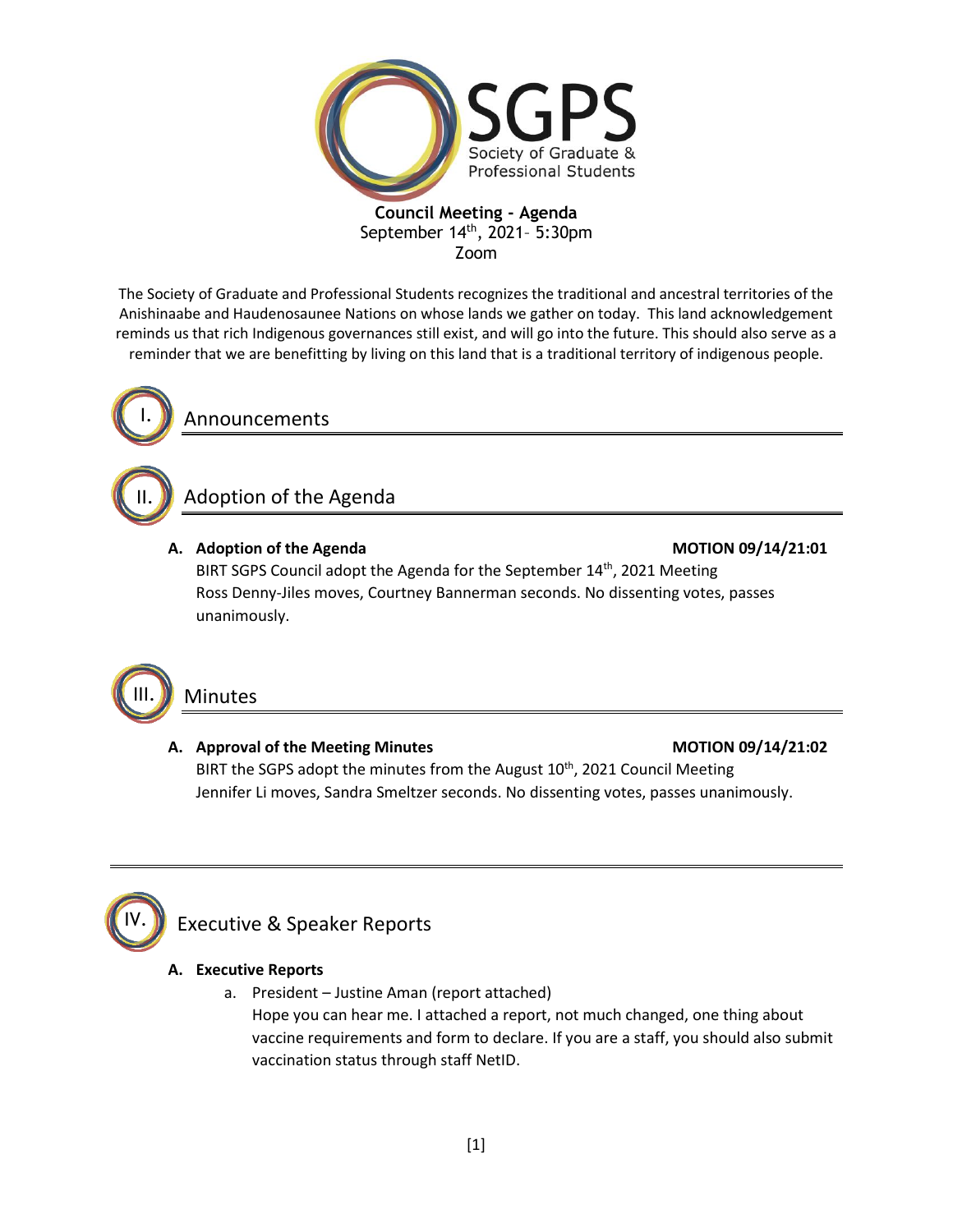SGPS
Society of Graduate & Professional Students

**Council Meeting - Agenda**
September 14th, 2021– 5:30pm
Zoom

The Society of Graduate and Professional Students recognizes the traditional and ancestral territories of the Anishinaabe and Haudenosaunee Nations on whose lands we gather on today. This land acknowledgement reminds us that rich Indigenous governances still exist, and will go into the future. This should also serve as a reminder that we are benefitting by living on this land that is a traditional territory of indigenous people.

# I. Announcements

# II. Adoption of the Agenda

**A. Adoption of the Agenda** **MOTION 09/14/21:01**

BIRT SGPS Council adopt the Agenda for the September 14th, 2021 Meeting
Ross Denny-Jiles moves, Courtney Bannerman seconds. No dissenting votes, passes unanimously.

# III. Minutes

**A. Approval of the Meeting Minutes** **MOTION 09/14/21:02**

BIRT the SGPS adopt the minutes from the August 10th, 2021 Council Meeting
Jennifer Li moves, Sandra Smeltzer seconds. No dissenting votes, passes unanimously.

# IV. Executive & Speaker Reports

**A. Executive Reports**

a. President – Justine Aman (report attached)
Hope you can hear me. I attached a report, not much changed, one thing about vaccine requirements and form to declare. If you are a staff, you should also submit vaccination status through staff NetID.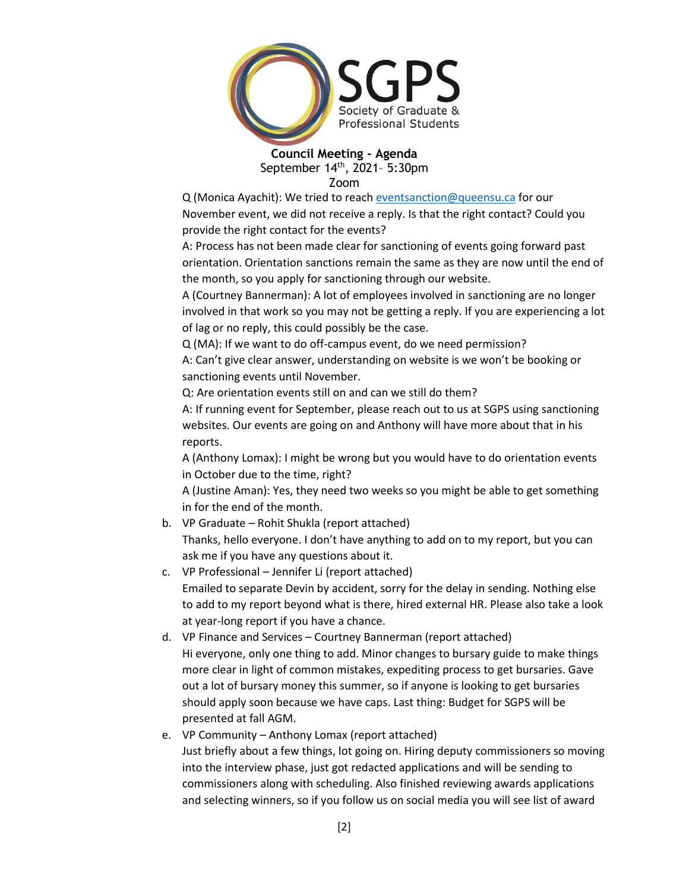Q (Monica Ayachit): We tried to reach eventsanction@queensu.ca for our November event, we did not receive a reply. Is that the right contact? Could you provide the right contact for the events?

A: Process has not been made clear for sanctioning of events going forward past orientation. Orientation sanctions remain the same as they are now until the end of the month, so you apply for sanctioning through our website.

A (Courtney Bannerman): A lot of employees involved in sanctioning are no longer involved in that work so you may not be getting a reply. If you are experiencing a lot of lag or no reply, this could possibly be the case.

Q (MA): If we want to do off-campus event, do we need permission?

A: Can't give clear answer, understanding on website is we won't be booking or sanctioning events until November.

Q: Are orientation events still on and can we still do them?

A: If running event for September, please reach out to us at SGPS using sanctioning websites. Our events are going on and Anthony will have more about that in his reports.

A (Anthony Lomax): I might be wrong but you would have to do orientation events in October due to the time, right?

A (Justine Aman): Yes, they need two weeks so you might be able to get something in for the end of the month.

b. VP Graduate – Rohit Shukla (report attached)
   Thanks, hello everyone. I don't have anything to add on to my report, but you can ask me if you have any questions about it.

c. VP Professional – Jennifer Li (report attached)
   Emailed to separate Devin by accident, sorry for the delay in sending. Nothing else to add to my report beyond what is there, hired external HR. Please also take a look at year-long report if you have a chance.

d. VP Finance and Services – Courtney Bannerman (report attached)
   Hi everyone, only one thing to add. Minor changes to bursary guide to make things more clear in light of common mistakes, expediting process to get bursaries. Gave out a lot of bursary money this summer, so if anyone is looking to get bursaries should apply soon because we have caps. Last thing: Budget for SGPS will be presented at fall AGM.

e. VP Community – Anthony Lomax (report attached)
   Just briefly about a few things, lot going on. Hiring deputy commissioners so moving into the interview phase, just got redacted applications and will be sending to commissioners along with scheduling. Also finished reviewing awards applications and selecting winners, so if you follow us on social media you will see list of award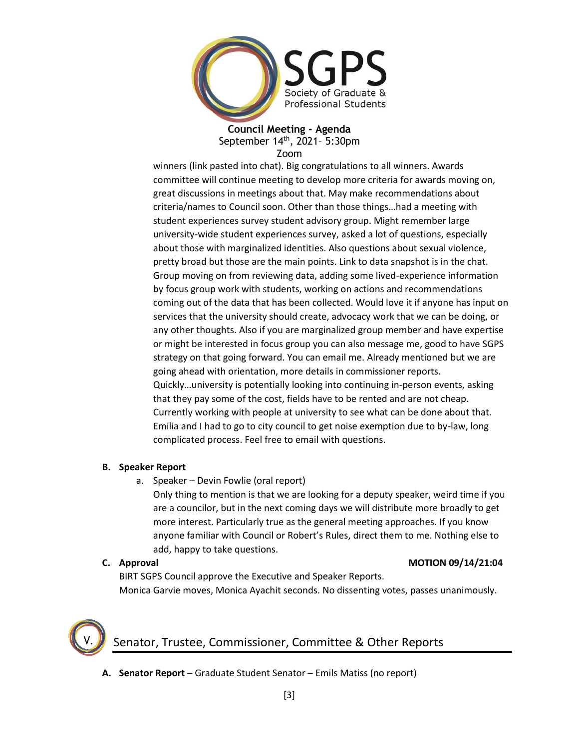winners (link pasted into chat). Big congratulations to all winners. Awards committee will continue meeting to develop more criteria for awards moving on, great discussions in meetings about that. May make recommendations about criteria/names to Council soon. Other than those things…had a meeting with student experiences survey student advisory group. Might remember large university-wide student experiences survey, asked a lot of questions, especially about those with marginalized identities. Also questions about sexual violence, pretty broad but those are the main points. Link to data snapshot is in the chat. Group moving on from reviewing data, adding some lived-experience information by focus group work with students, working on actions and recommendations coming out of the data that has been collected. Would love it if anyone has input on services that the university should create, advocacy work that we can be doing, or any other thoughts. Also if you are marginalized group member and have expertise or might be interested in focus group you can also message me, good to have SGPS strategy on that going forward. You can email me. Already mentioned but we are going ahead with orientation, more details in commissioner reports. Quickly…university is potentially looking into continuing in-person events, asking that they pay some of the cost, fields have to be rented and are not cheap. Currently working with people at university to see what can be done about that. Emilia and I had to go to city council to get noise exemption due to by-law, long complicated process. Feel free to email with questions.

**B. Speaker Report**

a. Speaker – Devin Fowlie (oral report)

Only thing to mention is that we are looking for a deputy speaker, weird time if you are a councilor, but in the next coming days we will distribute more broadly to get more interest. Particularly true as the general meeting approaches. If you know anyone familiar with Council or Robert's Rules, direct them to me. Nothing else to add, happy to take questions.

**C. Approval** **MOTION 09/14/21:04**

BIRT SGPS Council approve the Executive and Speaker Reports.
Monica Garvie moves, Monica Ayachit seconds. No dissenting votes, passes unanimously.

## V. Senator, Trustee, Commissioner, Committee & Other Reports

**A. Senator Report** – Graduate Student Senator – Emils Matiss (no report)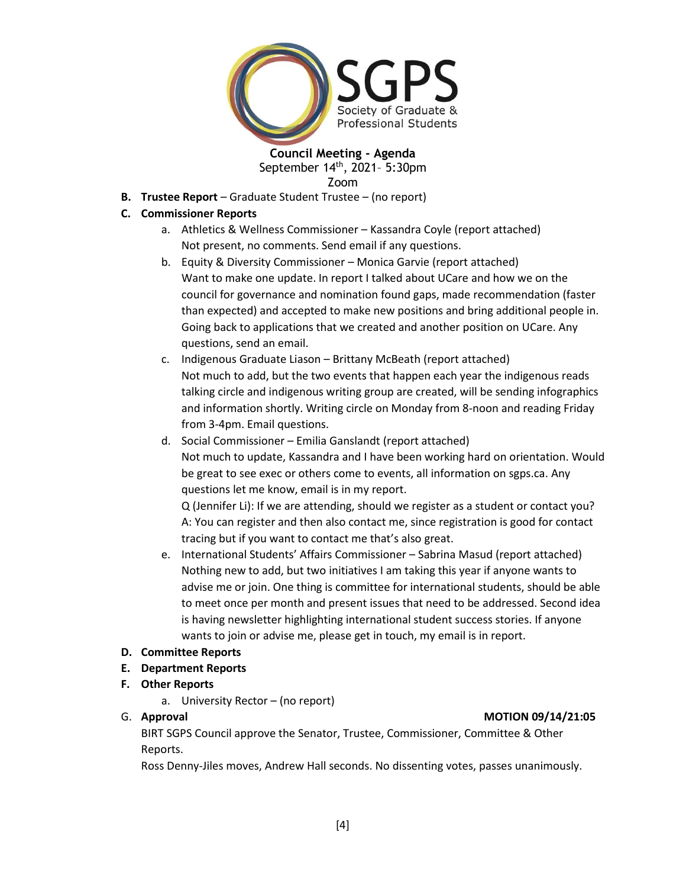**Council Meeting - Agenda**
September 14th, 2021– 5:30pm
Zoom

**B. Trustee Report** – Graduate Student Trustee – (no report)

**C. Commissioner Reports**

a. Athletics & Wellness Commissioner – Kassandra Coyle (report attached)
Not present, no comments. Send email if any questions.

b. Equity & Diversity Commissioner – Monica Garvie (report attached)
Want to make one update. In report I talked about UCare and how we on the council for governance and nomination found gaps, made recommendation (faster than expected) and accepted to make new positions and bring additional people in. Going back to applications that we created and another position on UCare. Any questions, send an email.

c. Indigenous Graduate Liason – Brittany McBeath (report attached)
Not much to add, but the two events that happen each year the indigenous reads talking circle and indigenous writing group are created, will be sending infographics and information shortly. Writing circle on Monday from 8-noon and reading Friday from 3-4pm. Email questions.

d. Social Commissioner – Emilia Ganslandt (report attached)
Not much to update, Kassandra and I have been working hard on orientation. Would be great to see exec or others come to events, all information on sgps.ca. Any questions let me know, email is in my report.
Q (Jennifer Li): If we are attending, should we register as a student or contact you?
A: You can register and then also contact me, since registration is good for contact tracing but if you want to contact me that's also great.

e. International Students' Affairs Commissioner – Sabrina Masud (report attached)
Nothing new to add, but two initiatives I am taking this year if anyone wants to advise me or join. One thing is committee for international students, should be able to meet once per month and present issues that need to be addressed. Second idea is having newsletter highlighting international student success stories. If anyone wants to join or advise me, please get in touch, my email is in report.

**D. Committee Reports**

**E. Department Reports**

**F. Other Reports**

a. University Rector – (no report)

G. **Approval** **MOTION 09/14/21:05**

BIRT SGPS Council approve the Senator, Trustee, Commissioner, Committee & Other Reports.

Ross Denny-Jiles moves, Andrew Hall seconds. No dissenting votes, passes unanimously.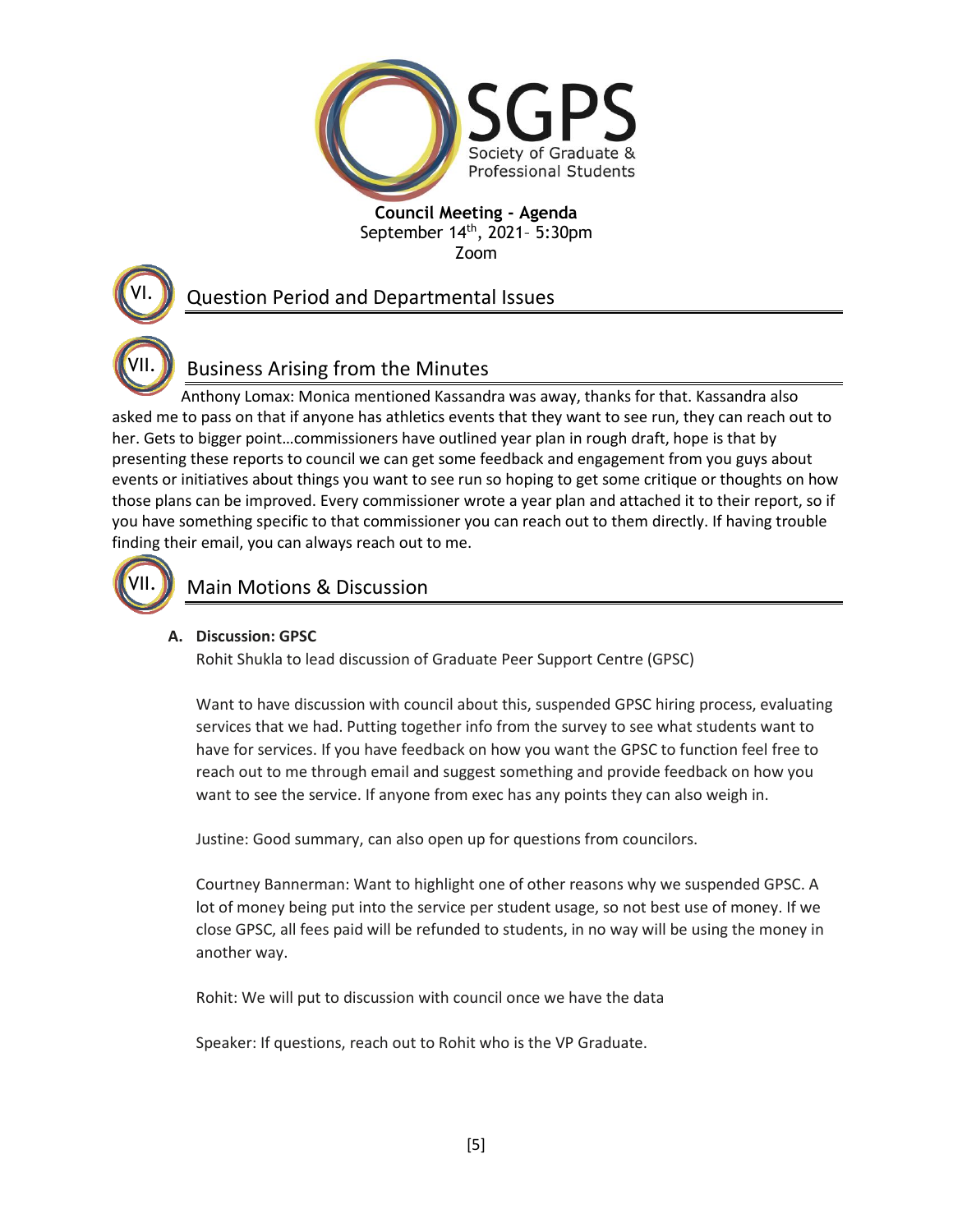**Council Meeting - Agenda**
September 14th, 2021– 5:30pm
Zoom

## VI. Question Period and Departmental Issues

## VII. Business Arising from the Minutes

Anthony Lomax: Monica mentioned Kassandra was away, thanks for that. Kassandra also asked me to pass on that if anyone has athletics events that they want to see run, they can reach out to her. Gets to bigger point…commissioners have outlined year plan in rough draft, hope is that by presenting these reports to council we can get some feedback and engagement from you guys about events or initiatives about things you want to see run so hoping to get some critique or thoughts on how those plans can be improved. Every commissioner wrote a year plan and attached it to their report, so if you have something specific to that commissioner you can reach out to them directly. If having trouble finding their email, you can always reach out to me.

## VII. Main Motions & Discussion

**A. Discussion: GPSC**

Rohit Shukla to lead discussion of Graduate Peer Support Centre (GPSC)

Want to have discussion with council about this, suspended GPSC hiring process, evaluating services that we had. Putting together info from the survey to see what students want to have for services. If you have feedback on how you want the GPSC to function feel free to reach out to me through email and suggest something and provide feedback on how you want to see the service. If anyone from exec has any points they can also weigh in.

Justine: Good summary, can also open up for questions from councilors.

Courtney Bannerman: Want to highlight one of other reasons why we suspended GPSC. A lot of money being put into the service per student usage, so not best use of money. If we close GPSC, all fees paid will be refunded to students, in no way will be using the money in another way.

Rohit: We will put to discussion with council once we have the data

Speaker: If questions, reach out to Rohit who is the VP Graduate.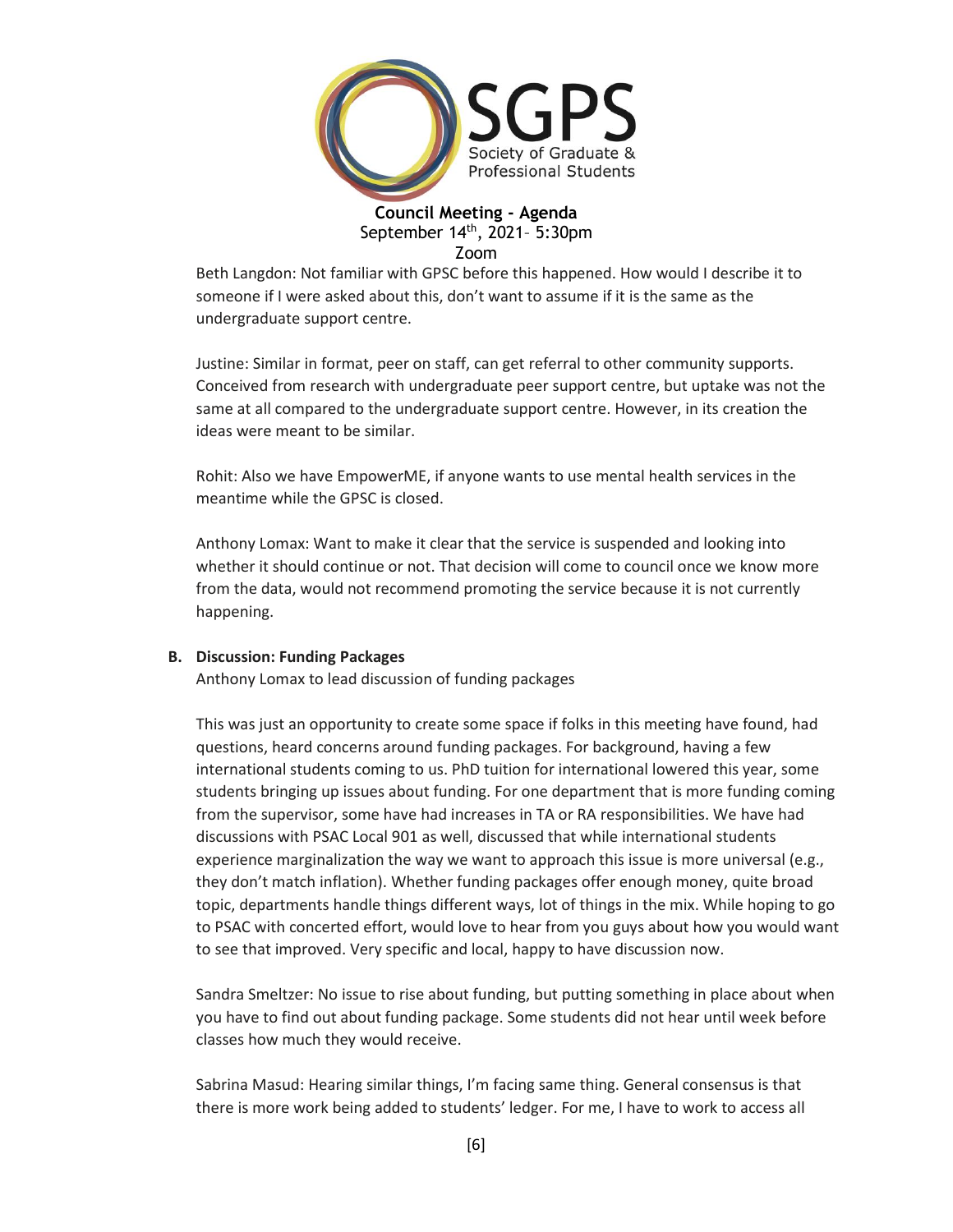Beth Langdon: Not familiar with GPSC before this happened. How would I describe it to someone if I were asked about this, don't want to assume if it is the same as the undergraduate support centre.

Justine: Similar in format, peer on staff, can get referral to other community supports. Conceived from research with undergraduate peer support centre, but uptake was not the same at all compared to the undergraduate support centre. However, in its creation the ideas were meant to be similar.

Rohit: Also we have EmpowerME, if anyone wants to use mental health services in the meantime while the GPSC is closed.

Anthony Lomax: Want to make it clear that the service is suspended and looking into whether it should continue or not. That decision will come to council once we know more from the data, would not recommend promoting the service because it is not currently happening.

**B. Discussion: Funding Packages**

Anthony Lomax to lead discussion of funding packages

This was just an opportunity to create some space if folks in this meeting have found, had questions, heard concerns around funding packages. For background, having a few international students coming to us. PhD tuition for international lowered this year, some students bringing up issues about funding. For one department that is more funding coming from the supervisor, some have had increases in TA or RA responsibilities. We have had discussions with PSAC Local 901 as well, discussed that while international students experience marginalization the way we want to approach this issue is more universal (e.g., they don't match inflation). Whether funding packages offer enough money, quite broad topic, departments handle things different ways, lot of things in the mix. While hoping to go to PSAC with concerted effort, would love to hear from you guys about how you would want to see that improved. Very specific and local, happy to have discussion now.

Sandra Smeltzer: No issue to rise about funding, but putting something in place about when you have to find out about funding package. Some students did not hear until week before classes how much they would receive.

Sabrina Masud: Hearing similar things, I'm facing same thing. General consensus is that there is more work being added to students' ledger. For me, I have to work to access all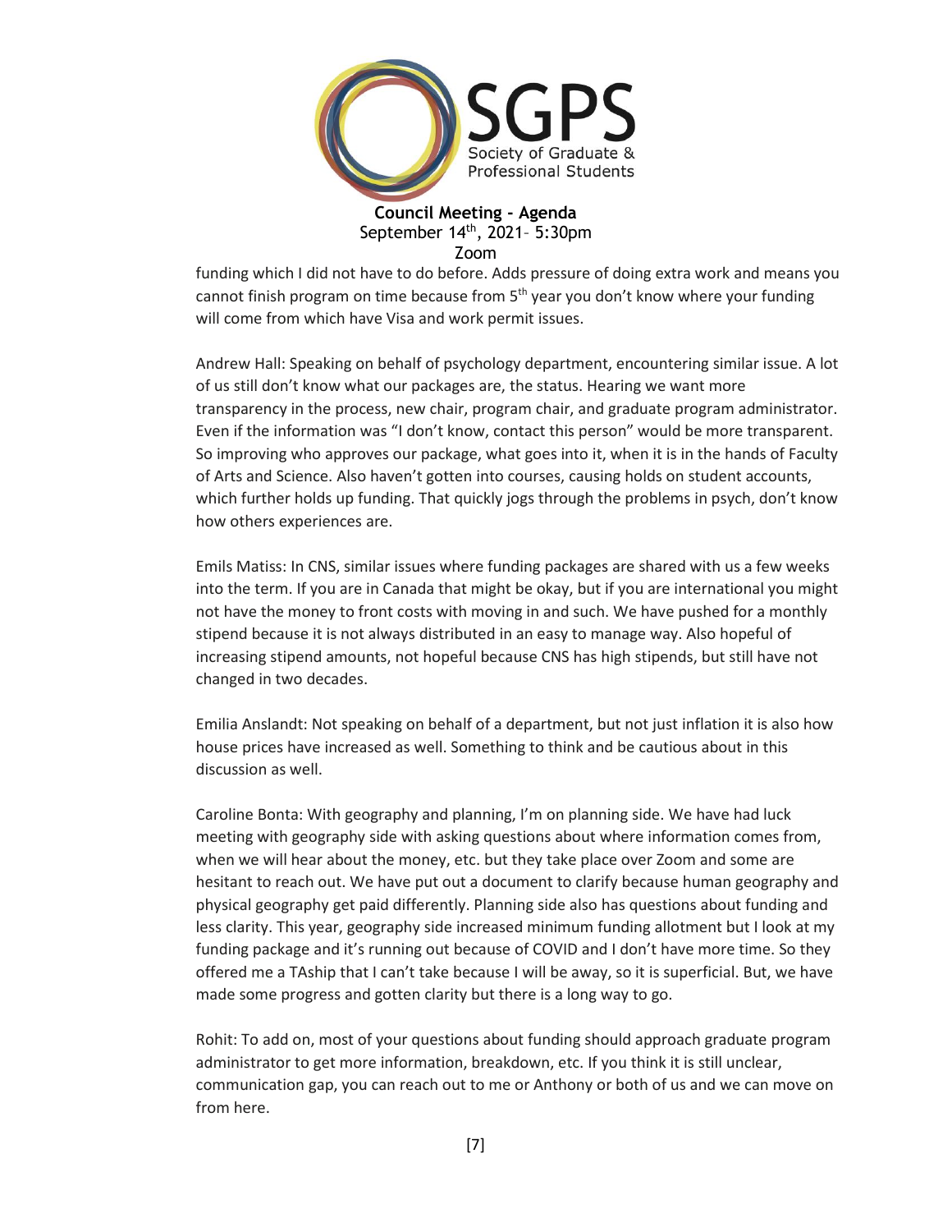funding which I did not have to do before. Adds pressure of doing extra work and means you cannot finish program on time because from 5th year you don't know where your funding will come from which have Visa and work permit issues.

Andrew Hall: Speaking on behalf of psychology department, encountering similar issue. A lot of us still don't know what our packages are, the status. Hearing we want more transparency in the process, new chair, program chair, and graduate program administrator. Even if the information was "I don't know, contact this person" would be more transparent. So improving who approves our package, what goes into it, when it is in the hands of Faculty of Arts and Science. Also haven't gotten into courses, causing holds on student accounts, which further holds up funding. That quickly jogs through the problems in psych, don't know how others experiences are.

Emils Matiss: In CNS, similar issues where funding packages are shared with us a few weeks into the term. If you are in Canada that might be okay, but if you are international you might not have the money to front costs with moving in and such. We have pushed for a monthly stipend because it is not always distributed in an easy to manage way. Also hopeful of increasing stipend amounts, not hopeful because CNS has high stipends, but still have not changed in two decades.

Emilia Anslandt: Not speaking on behalf of a department, but not just inflation it is also how house prices have increased as well. Something to think and be cautious about in this discussion as well.

Caroline Bonta: With geography and planning, I'm on planning side. We have had luck meeting with geography side with asking questions about where information comes from, when we will hear about the money, etc. but they take place over Zoom and some are hesitant to reach out. We have put out a document to clarify because human geography and physical geography get paid differently. Planning side also has questions about funding and less clarity. This year, geography side increased minimum funding allotment but I look at my funding package and it's running out because of COVID and I don't have more time. So they offered me a TAship that I can't take because I will be away, so it is superficial. But, we have made some progress and gotten clarity but there is a long way to go.

Rohit: To add on, most of your questions about funding should approach graduate program administrator to get more information, breakdown, etc. If you think it is still unclear, communication gap, you can reach out to me or Anthony or both of us and we can move on from here.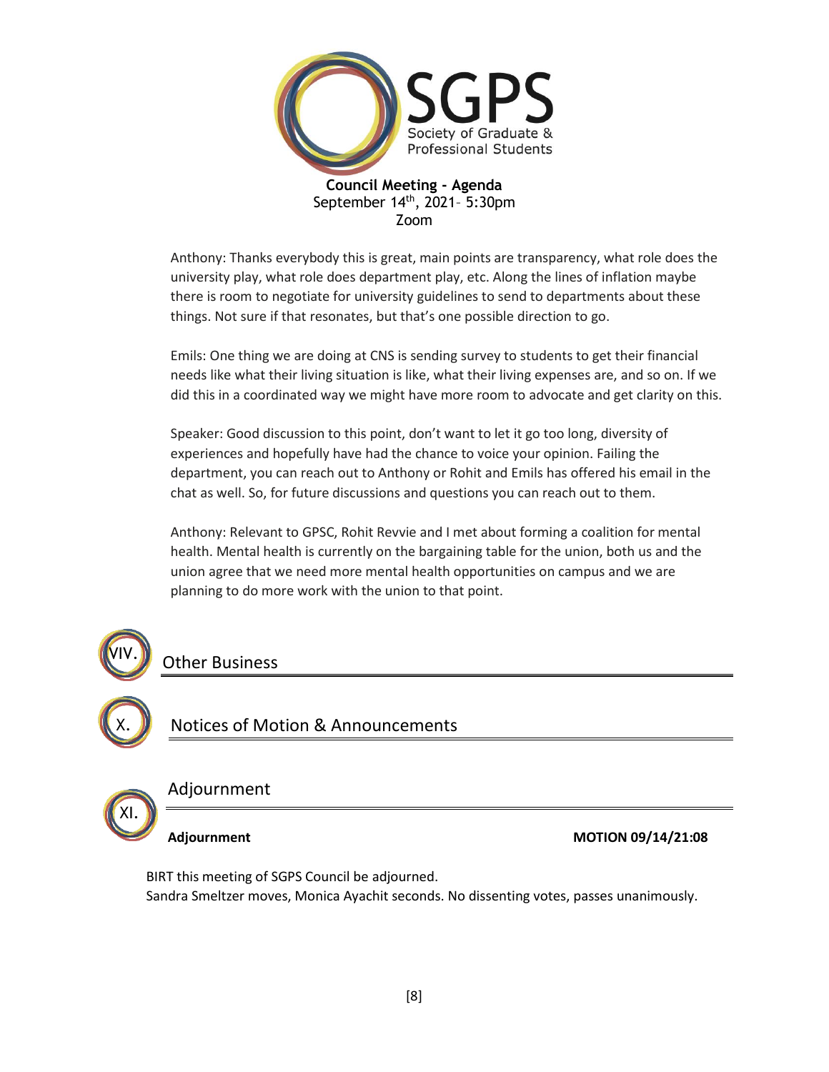Anthony: Thanks everybody this is great, main points are transparency, what role does the university play, what role does department play, etc. Along the lines of inflation maybe there is room to negotiate for university guidelines to send to departments about these things. Not sure if that resonates, but that's one possible direction to go.

Emils: One thing we are doing at CNS is sending survey to students to get their financial needs like what their living situation is like, what their living expenses are, and so on. If we did this in a coordinated way we might have more room to advocate and get clarity on this.

Speaker: Good discussion to this point, don't want to let it go too long, diversity of experiences and hopefully have had the chance to voice your opinion. Failing the department, you can reach out to Anthony or Rohit and Emils has offered his email in the chat as well. So, for future discussions and questions you can reach out to them.

Anthony: Relevant to GPSC, Rohit Revvie and I met about forming a coalition for mental health. Mental health is currently on the bargaining table for the union, both us and the union agree that we need more mental health opportunities on campus and we are planning to do more work with the union to that point.

## VIV. Other Business

## X. Notices of Motion & Announcements

## XI. Adjournment

**Adjournment** **MOTION 09/14/21:08**

BIRT this meeting of SGPS Council be adjourned.
Sandra Smeltzer moves, Monica Ayachit seconds. No dissenting votes, passes unanimously.